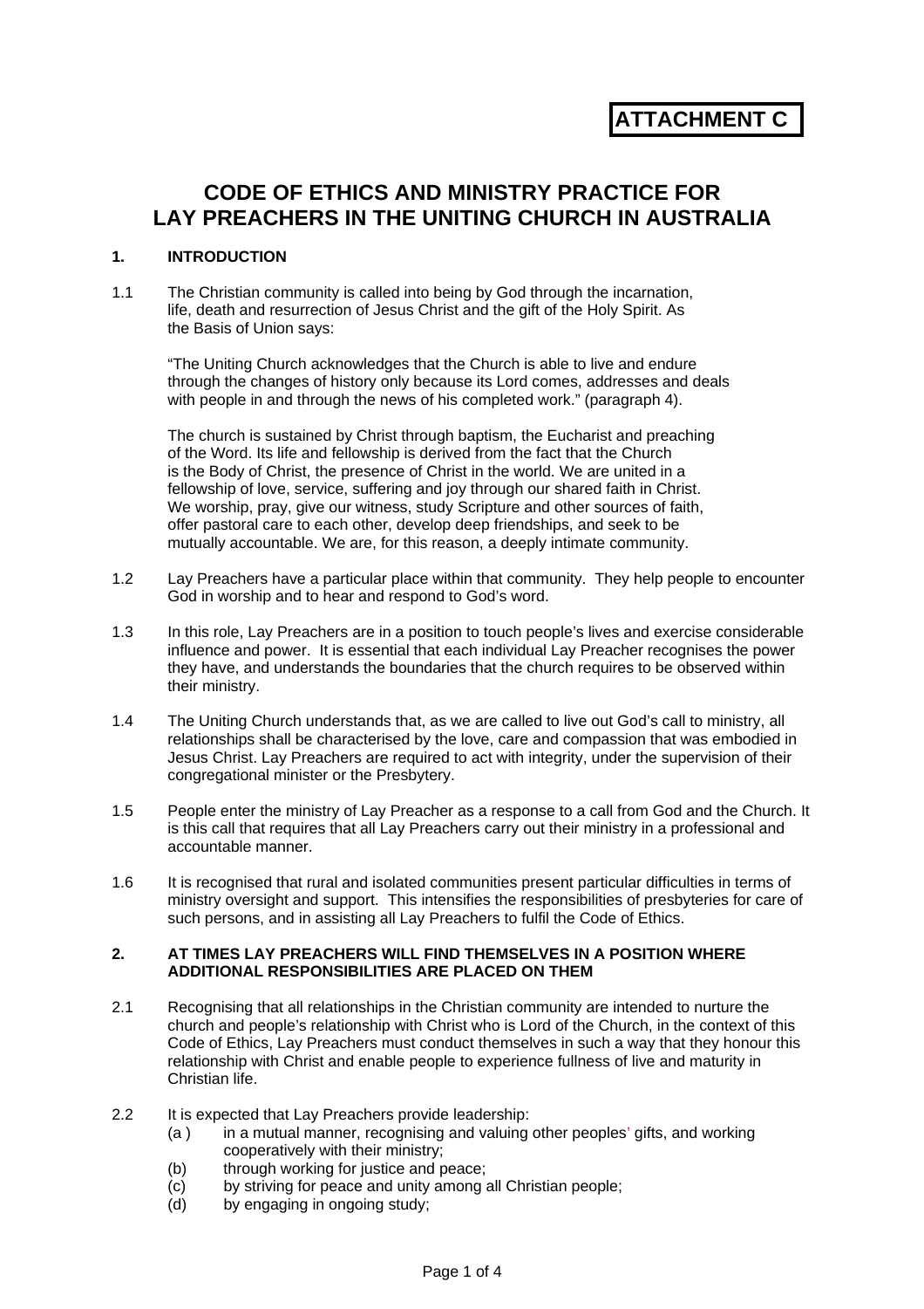**ATTACHMENT C**

# CODE OF ETHICS AND MINISTRY PRACTICE FOR LAY PREACHERS IN THE UNITING CHURCH IN AUSTRALIA

## 1. INTRODUCTION

1.1 The Christian community is called into being by God through the incarnation, life, death and resurrection of Jesus Christ and the gift of the Holy Spirit. As the Basis of Union says:

"The Uniting Church acknowledges that the Church is able to live and endure through the changes of history only because its Lord comes, addresses and deals with people in and through the news of his completed work." (paragraph 4).

The church is sustained by Christ through baptism, the Eucharist and preaching of the Word. Its life and fellowship is derived from the fact that the Church is the Body of Christ, the presence of Christ in the world. We are united in a fellowship of love, service, suffering and joy through our shared faith in Christ. We worship, pray, give our witness, study Scripture and other sources of faith, offer pastoral care to each other, develop deep friendships, and seek to be mutually accountable. We are, for this reason, a deeply intimate community.

1.2 Lay Preachers have a particular place within that community. They help people to encounter God in worship and to hear and respond to God's word.

1.3 In this role, Lay Preachers are in a position to touch people's lives and exercise considerable influence and power. It is essential that each individual Lay Preacher recognises the power they have, and understands the boundaries that the church requires to be observed within their ministry.

1.4 The Uniting Church understands that, as we are called to live out God's call to ministry, all relationships shall be characterised by the love, care and compassion that was embodied in Jesus Christ. Lay Preachers are required to act with integrity, under the supervision of their congregational minister or the Presbytery.

1.5 People enter the ministry of Lay Preacher as a response to a call from God and the Church. It is this call that requires that all Lay Preachers carry out their ministry in a professional and accountable manner.

1.6 It is recognised that rural and isolated communities present particular difficulties in terms of ministry oversight and support. This intensifies the responsibilities of presbyteries for care of such persons, and in assisting all Lay Preachers to fulfil the Code of Ethics.

## 2. AT TIMES LAY PREACHERS WILL FIND THEMSELVES IN A POSITION WHERE ADDITIONAL RESPONSIBILITIES ARE PLACED ON THEM

2.1 Recognising that all relationships in the Christian community are intended to nurture the church and people's relationship with Christ who is Lord of the Church, in the context of this Code of Ethics, Lay Preachers must conduct themselves in such a way that they honour this relationship with Christ and enable people to experience fullness of live and maturity in Christian life.

2.2 It is expected that Lay Preachers provide leadership:

- (a ) in a mutual manner, recognising and valuing other peoples' gifts, and working cooperatively with their ministry;
- (b) through working for justice and peace;
- (c) by striving for peace and unity among all Christian people;
- (d) by engaging in ongoing study;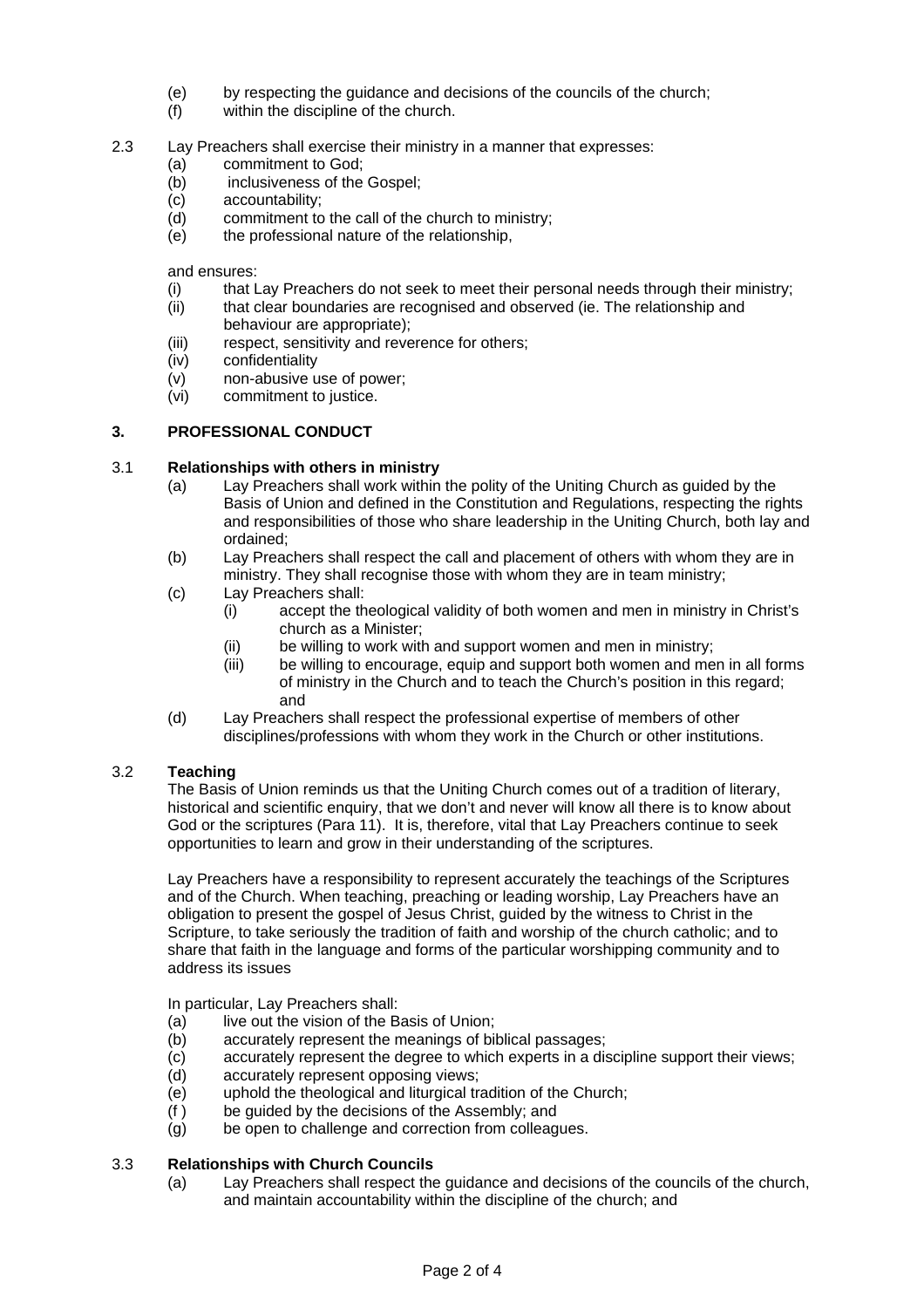(e) by respecting the guidance and decisions of the councils of the church;
(f) within the discipline of the church.

2.3 Lay Preachers shall exercise their ministry in a manner that expresses:
(a) commitment to God;
(b) inclusiveness of the Gospel;
(c) accountability;
(d) commitment to the call of the church to ministry;
(e) the professional nature of the relationship,

and ensures:
(i) that Lay Preachers do not seek to meet their personal needs through their ministry;
(ii) that clear boundaries are recognised and observed (ie. The relationship and behaviour are appropriate);
(iii) respect, sensitivity and reverence for others;
(iv) confidentiality
(v) non-abusive use of power;
(vi) commitment to justice.

## 3. PROFESSIONAL CONDUCT

### 3.1 Relationships with others in ministry

(a) Lay Preachers shall work within the polity of the Uniting Church as guided by the Basis of Union and defined in the Constitution and Regulations, respecting the rights and responsibilities of those who share leadership in the Uniting Church, both lay and ordained;
(b) Lay Preachers shall respect the call and placement of others with whom they are in ministry. They shall recognise those with whom they are in team ministry;
(c) Lay Preachers shall:
  (i) accept the theological validity of both women and men in ministry in Christ's church as a Minister;
  (ii) be willing to work with and support women and men in ministry;
  (iii) be willing to encourage, equip and support both women and men in all forms of ministry in the Church and to teach the Church's position in this regard; and
(d) Lay Preachers shall respect the professional expertise of members of other disciplines/professions with whom they work in the Church or other institutions.

### 3.2 Teaching

The Basis of Union reminds us that the Uniting Church comes out of a tradition of literary, historical and scientific enquiry, that we don't and never will know all there is to know about God or the scriptures (Para 11). It is, therefore, vital that Lay Preachers continue to seek opportunities to learn and grow in their understanding of the scriptures.

Lay Preachers have a responsibility to represent accurately the teachings of the Scriptures and of the Church. When teaching, preaching or leading worship, Lay Preachers have an obligation to present the gospel of Jesus Christ, guided by the witness to Christ in the Scripture, to take seriously the tradition of faith and worship of the church catholic; and to share that faith in the language and forms of the particular worshipping community and to address its issues

In particular, Lay Preachers shall:
(a) live out the vision of the Basis of Union;
(b) accurately represent the meanings of biblical passages;
(c) accurately represent the degree to which experts in a discipline support their views;
(d) accurately represent opposing views;
(e) uphold the theological and liturgical tradition of the Church;
(f) be guided by the decisions of the Assembly; and
(g) be open to challenge and correction from colleagues.

### 3.3 Relationships with Church Councils

(a) Lay Preachers shall respect the guidance and decisions of the councils of the church, and maintain accountability within the discipline of the church; and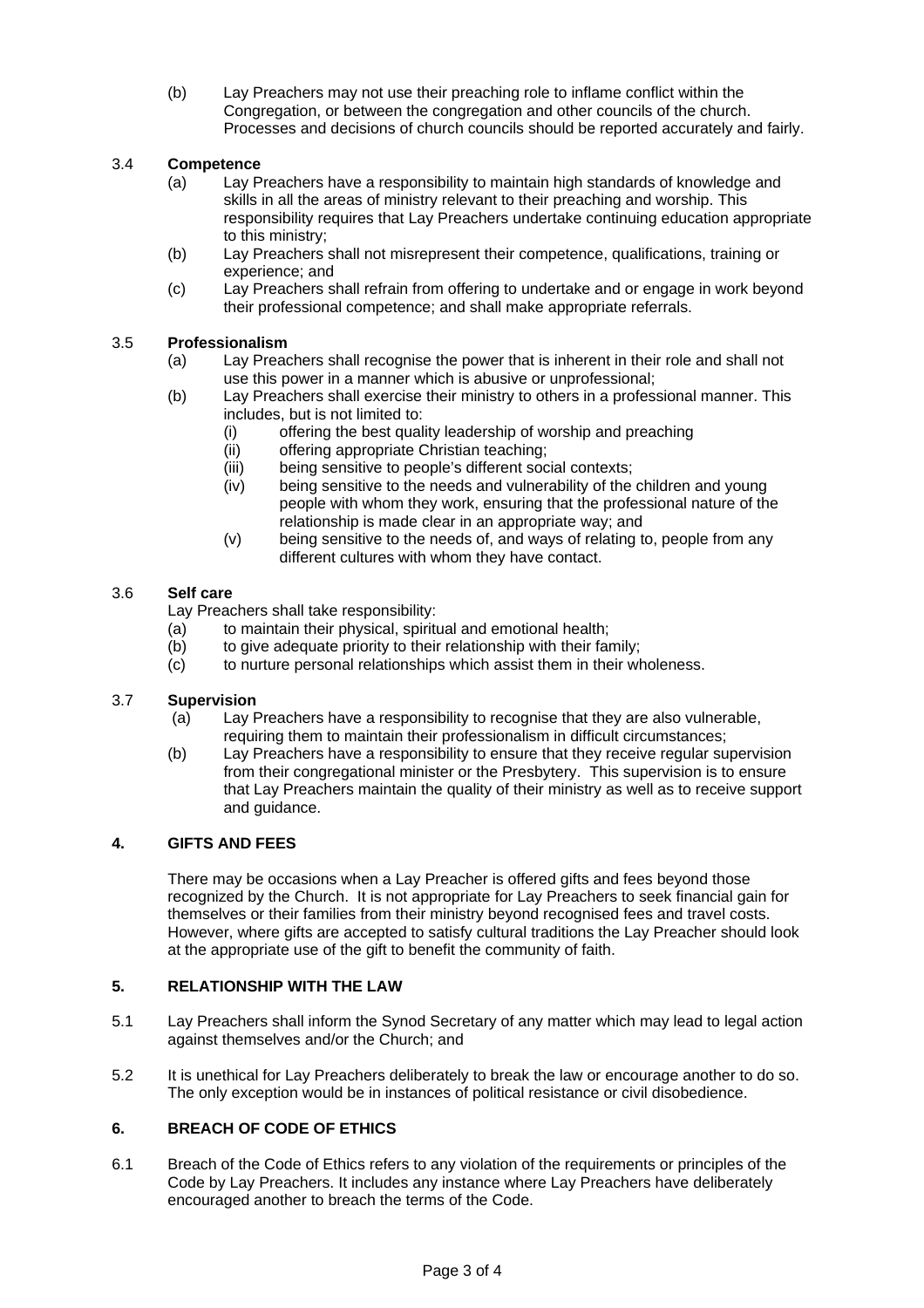(b) Lay Preachers may not use their preaching role to inflame conflict within the Congregation, or between the congregation and other councils of the church. Processes and decisions of church councils should be reported accurately and fairly.

### 3.4 Competence

(a) Lay Preachers have a responsibility to maintain high standards of knowledge and skills in all the areas of ministry relevant to their preaching and worship. This responsibility requires that Lay Preachers undertake continuing education appropriate to this ministry;

(b) Lay Preachers shall not misrepresent their competence, qualifications, training or experience; and

(c) Lay Preachers shall refrain from offering to undertake and or engage in work beyond their professional competence; and shall make appropriate referrals.

### 3.5 Professionalism

(a) Lay Preachers shall recognise the power that is inherent in their role and shall not use this power in a manner which is abusive or unprofessional;

(b) Lay Preachers shall exercise their ministry to others in a professional manner. This includes, but is not limited to:

- (i) offering the best quality leadership of worship and preaching
- (ii) offering appropriate Christian teaching;
- (iii) being sensitive to people's different social contexts;
- (iv) being sensitive to the needs and vulnerability of the children and young people with whom they work, ensuring that the professional nature of the relationship is made clear in an appropriate way; and
- (v) being sensitive to the needs of, and ways of relating to, people from any different cultures with whom they have contact.

### 3.6 Self care

Lay Preachers shall take responsibility:

(a) to maintain their physical, spiritual and emotional health;

(b) to give adequate priority to their relationship with their family;

(c) to nurture personal relationships which assist them in their wholeness.

### 3.7 Supervision

(a) Lay Preachers have a responsibility to recognise that they are also vulnerable, requiring them to maintain their professionalism in difficult circumstances;

(b) Lay Preachers have a responsibility to ensure that they receive regular supervision from their congregational minister or the Presbytery. This supervision is to ensure that Lay Preachers maintain the quality of their ministry as well as to receive support and guidance.

## 4. GIFTS AND FEES

There may be occasions when a Lay Preacher is offered gifts and fees beyond those recognized by the Church. It is not appropriate for Lay Preachers to seek financial gain for themselves or their families from their ministry beyond recognised fees and travel costs. However, where gifts are accepted to satisfy cultural traditions the Lay Preacher should look at the appropriate use of the gift to benefit the community of faith.

## 5. RELATIONSHIP WITH THE LAW

5.1 Lay Preachers shall inform the Synod Secretary of any matter which may lead to legal action against themselves and/or the Church; and

5.2 It is unethical for Lay Preachers deliberately to break the law or encourage another to do so. The only exception would be in instances of political resistance or civil disobedience.

## 6. BREACH OF CODE OF ETHICS

6.1 Breach of the Code of Ethics refers to any violation of the requirements or principles of the Code by Lay Preachers. It includes any instance where Lay Preachers have deliberately encouraged another to breach the terms of the Code.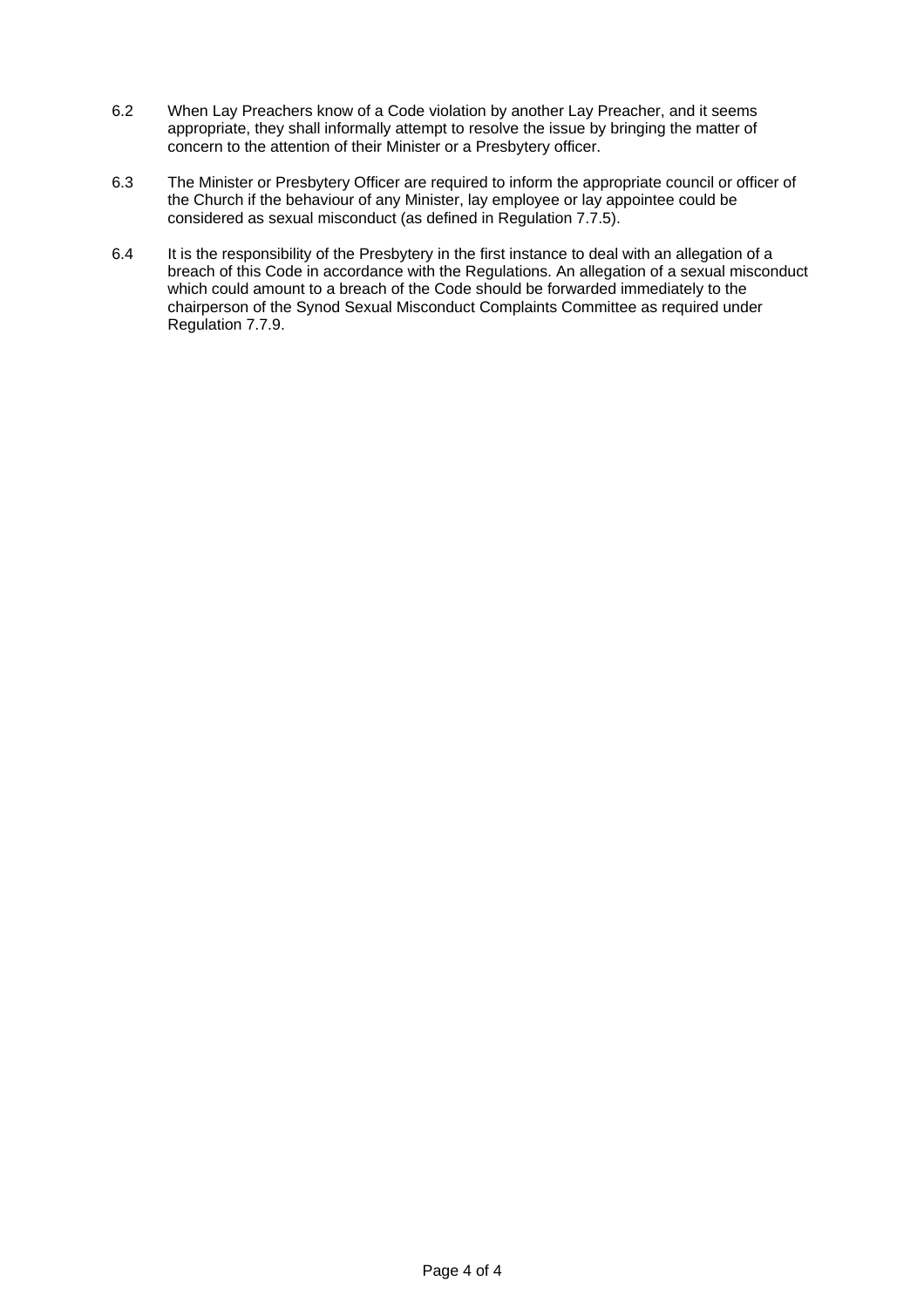6.2 When Lay Preachers know of a Code violation by another Lay Preacher, and it seems appropriate, they shall informally attempt to resolve the issue by bringing the matter of concern to the attention of their Minister or a Presbytery officer.

6.3 The Minister or Presbytery Officer are required to inform the appropriate council or officer of the Church if the behaviour of any Minister, lay employee or lay appointee could be considered as sexual misconduct (as defined in Regulation 7.7.5).

6.4 It is the responsibility of the Presbytery in the first instance to deal with an allegation of a breach of this Code in accordance with the Regulations. An allegation of a sexual misconduct which could amount to a breach of the Code should be forwarded immediately to the chairperson of the Synod Sexual Misconduct Complaints Committee as required under Regulation 7.7.9.